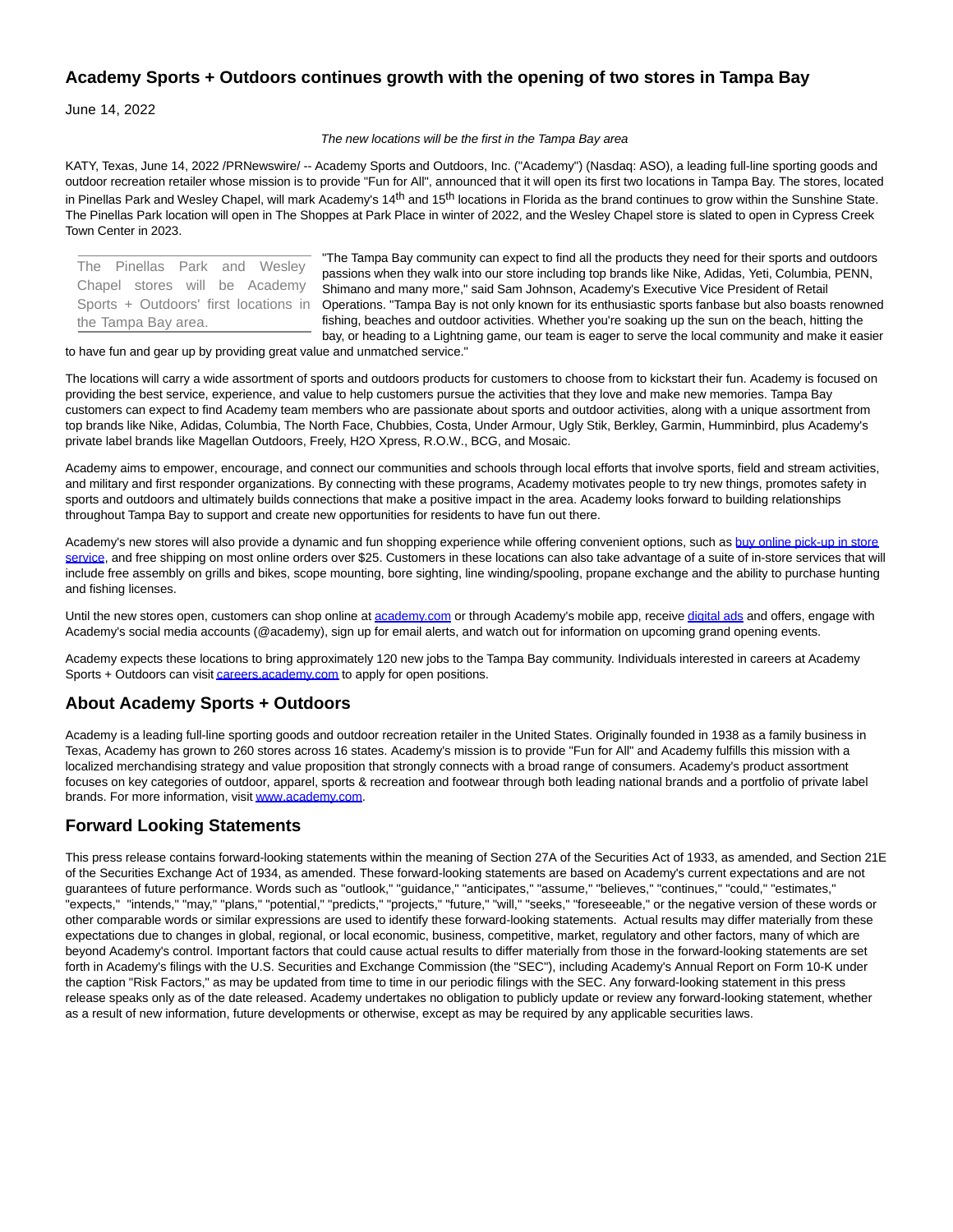# Academy Sports + Outdoors continues growth with the opening of two stores in Tampa Bay

June 14, 2022

*The new locations will be the first in the Tampa Bay area*

KATY, Texas, June 14, 2022 /PRNewswire/ -- Academy Sports and Outdoors, Inc. ("Academy") (Nasdaq: ASO), a leading full-line sporting goods and outdoor recreation retailer whose mission is to provide "Fun for All", announced that it will open its first two locations in Tampa Bay. The stores, located in Pinellas Park and Wesley Chapel, will mark Academy's 14th and 15th locations in Florida as the brand continues to grow within the Sunshine State. The Pinellas Park location will open in The Shoppes at Park Place in winter of 2022, and the Wesley Chapel store is slated to open in Cypress Creek Town Center in 2023.

> The Pinellas Park and Wesley Chapel stores will be Academy Sports + Outdoors' first locations in the Tampa Bay area.

"The Tampa Bay community can expect to find all the products they need for their sports and outdoors passions when they walk into our store including top brands like Nike, Adidas, Yeti, Columbia, PENN, Shimano and many more," said Sam Johnson, Academy's Executive Vice President of Retail Operations. "Tampa Bay is not only known for its enthusiastic sports fanbase but also boasts renowned fishing, beaches and outdoor activities. Whether you're soaking up the sun on the beach, hitting the bay, or heading to a Lightning game, our team is eager to serve the local community and make it easier to have fun and gear up by providing great value and unmatched service."

The locations will carry a wide assortment of sports and outdoors products for customers to choose from to kickstart their fun. Academy is focused on providing the best service, experience, and value to help customers pursue the activities that they love and make new memories. Tampa Bay customers can expect to find Academy team members who are passionate about sports and outdoor activities, along with a unique assortment from top brands like Nike, Adidas, Columbia, The North Face, Chubbies, Costa, Under Armour, Ugly Stik, Berkley, Garmin, Humminbird, plus Academy's private label brands like Magellan Outdoors, Freely, H2O Xpress, R.O.W., BCG, and Mosaic.

Academy aims to empower, encourage, and connect our communities and schools through local efforts that involve sports, field and stream activities, and military and first responder organizations. By connecting with these programs, Academy motivates people to try new things, promotes safety in sports and outdoors and ultimately builds connections that make a positive impact in the area. Academy looks forward to building relationships throughout Tampa Bay to support and create new opportunities for residents to have fun out there.

Academy's new stores will also provide a dynamic and fun shopping experience while offering convenient options, such as buy online pick-up in store service, and free shipping on most online orders over $25. Customers in these locations can also take advantage of a suite of in-store services that will include free assembly on grills and bikes, scope mounting, bore sighting, line winding/spooling, propane exchange and the ability to purchase hunting and fishing licenses.

Until the new stores open, customers can shop online at academy.com or through Academy's mobile app, receive digital ads and offers, engage with Academy's social media accounts (@academy), sign up for email alerts, and watch out for information on upcoming grand opening events.

Academy expects these locations to bring approximately 120 new jobs to the Tampa Bay community. Individuals interested in careers at Academy Sports + Outdoors can visit careers.academy.com to apply for open positions.

## About Academy Sports + Outdoors

Academy is a leading full-line sporting goods and outdoor recreation retailer in the United States. Originally founded in 1938 as a family business in Texas, Academy has grown to 260 stores across 16 states. Academy's mission is to provide "Fun for All" and Academy fulfills this mission with a localized merchandising strategy and value proposition that strongly connects with a broad range of consumers. Academy's product assortment focuses on key categories of outdoor, apparel, sports & recreation and footwear through both leading national brands and a portfolio of private label brands. For more information, visit www.academy.com.

## Forward Looking Statements

This press release contains forward-looking statements within the meaning of Section 27A of the Securities Act of 1933, as amended, and Section 21E of the Securities Exchange Act of 1934, as amended. These forward-looking statements are based on Academy's current expectations and are not guarantees of future performance. Words such as "outlook," "guidance," "anticipates," "assume," "believes," "continues," "could," "estimates," "expects," "intends," "may," "plans," "potential," "predicts," "projects," "future," "will," "seeks," "foreseeable," or the negative version of these words or other comparable words or similar expressions are used to identify these forward-looking statements. Actual results may differ materially from these expectations due to changes in global, regional, or local economic, business, competitive, market, regulatory and other factors, many of which are beyond Academy's control. Important factors that could cause actual results to differ materially from those in the forward-looking statements are set forth in Academy's filings with the U.S. Securities and Exchange Commission (the "SEC"), including Academy's Annual Report on Form 10-K under the caption "Risk Factors," as may be updated from time to time in our periodic filings with the SEC. Any forward-looking statement in this press release speaks only as of the date released. Academy undertakes no obligation to publicly update or review any forward-looking statement, whether as a result of new information, future developments or otherwise, except as may be required by any applicable securities laws.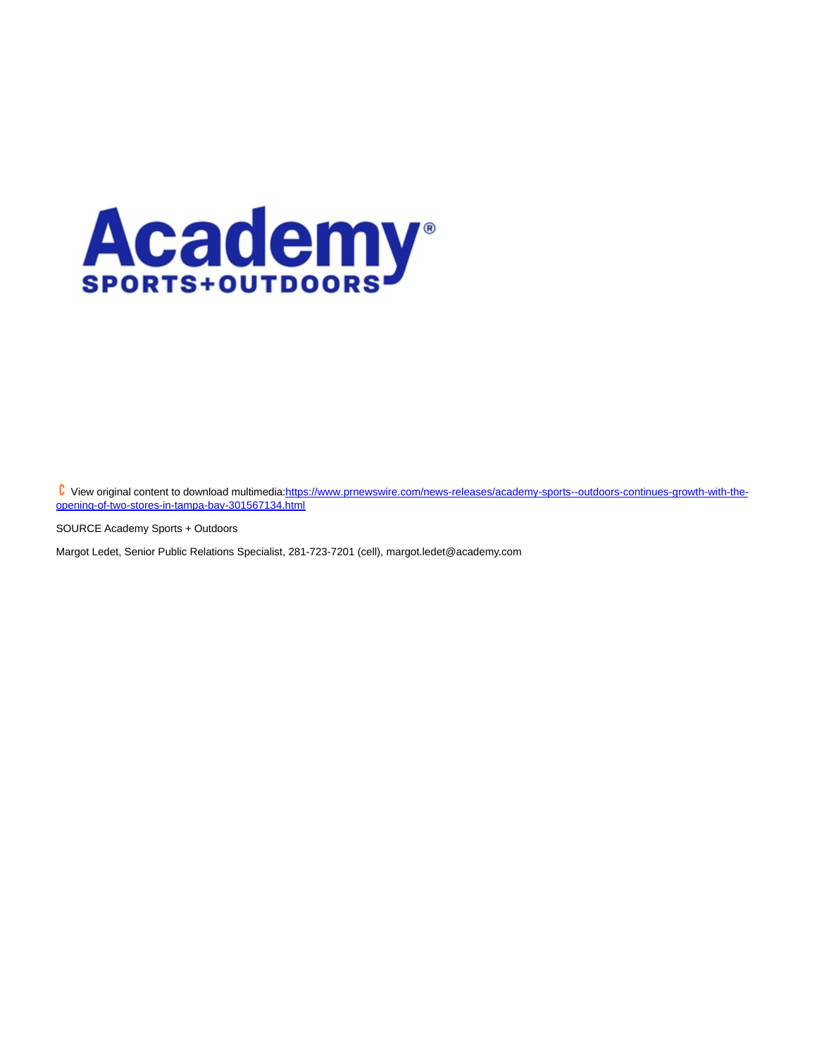View original content to download multimedia:https://www.prnewswire.com/news-releases/academy-sports--outdoors-continues-growth-with-the-opening-of-two-stores-in-tampa-bay-301567134.html

SOURCE Academy Sports + Outdoors

Margot Ledet, Senior Public Relations Specialist, 281-723-7201 (cell), margot.ledet@academy.com